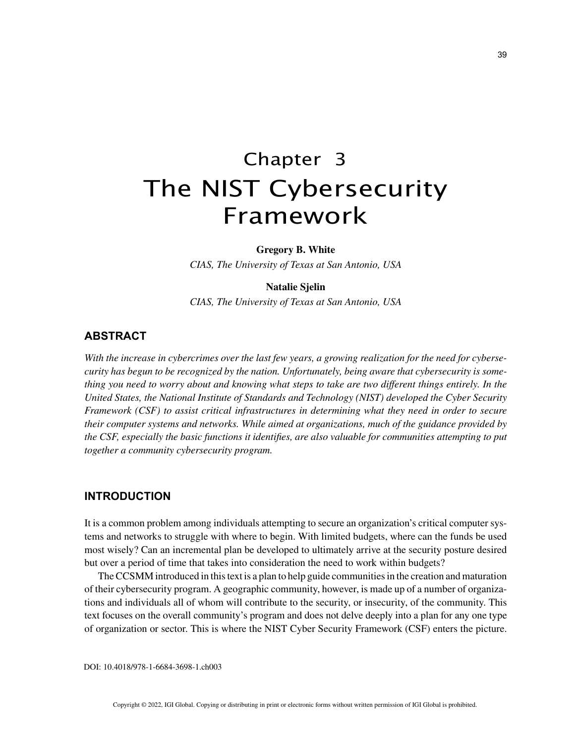# Chapter 3
# The NIST Cybersecurity Framework

**Gregory B. White**
*CIAS, The University of Texas at San Antonio, USA*

**Natalie Sjelin**
*CIAS, The University of Texas at San Antonio, USA*

## ABSTRACT

*With the increase in cybercrimes over the last few years, a growing realization for the need for cybersecurity has begun to be recognized by the nation. Unfortunately, being aware that cybersecurity is something you need to worry about and knowing what steps to take are two different things entirely. In the United States, the National Institute of Standards and Technology (NIST) developed the Cyber Security Framework (CSF) to assist critical infrastructures in determining what they need in order to secure their computer systems and networks. While aimed at organizations, much of the guidance provided by the CSF, especially the basic functions it identifies, are also valuable for communities attempting to put together a community cybersecurity program.*

## INTRODUCTION

It is a common problem among individuals attempting to secure an organization's critical computer systems and networks to struggle with where to begin. With limited budgets, where can the funds be used most wisely? Can an incremental plan be developed to ultimately arrive at the security posture desired but over a period of time that takes into consideration the need to work within budgets?

The CCSMM introduced in this text is a plan to help guide communities in the creation and maturation of their cybersecurity program. A geographic community, however, is made up of a number of organizations and individuals all of whom will contribute to the security, or insecurity, of the community. This text focuses on the overall community's program and does not delve deeply into a plan for any one type of organization or sector. This is where the NIST Cyber Security Framework (CSF) enters the picture.

DOI: 10.4018/978-1-6684-3698-1.ch003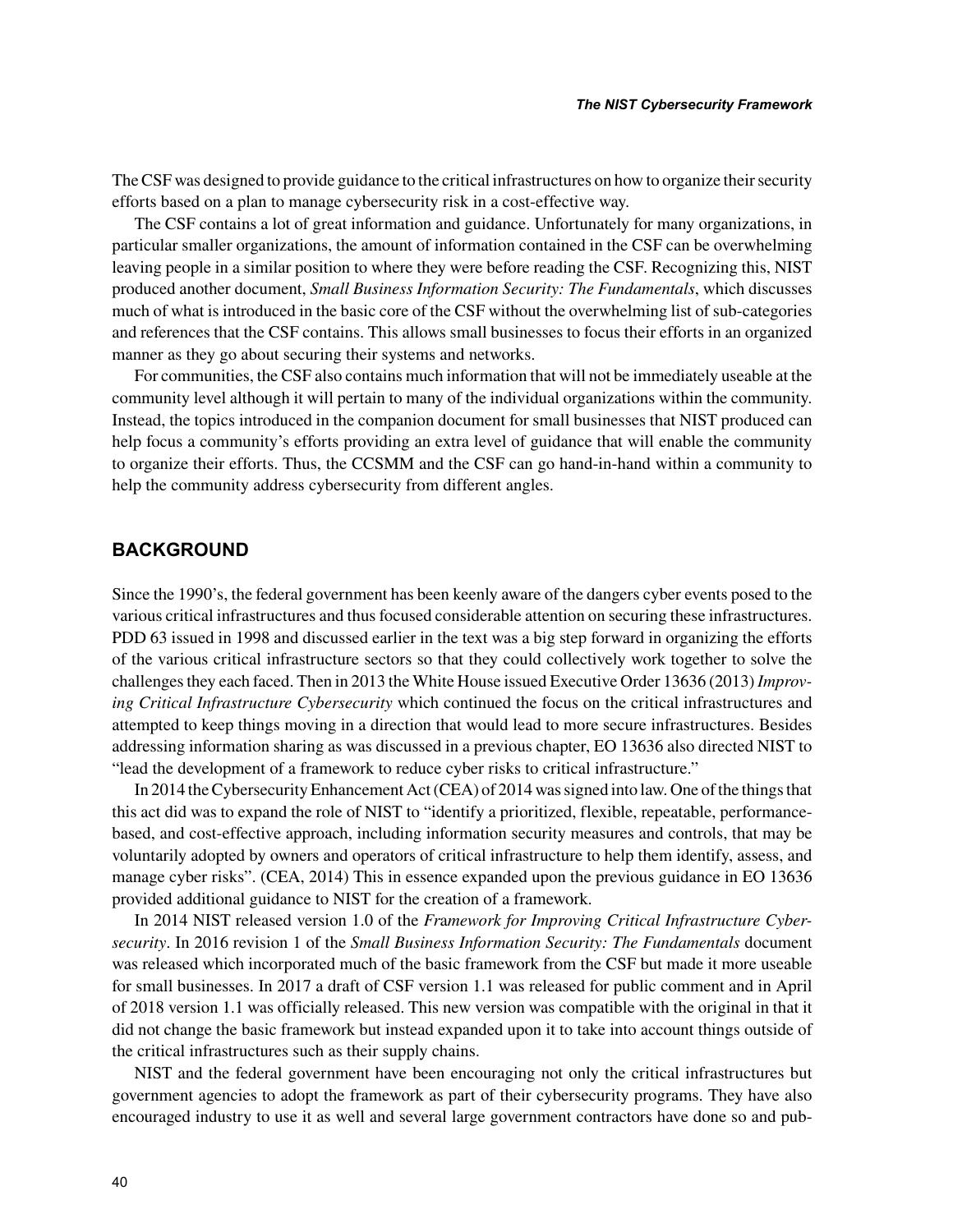The CSF was designed to provide guidance to the critical infrastructures on how to organize their security efforts based on a plan to manage cybersecurity risk in a cost-effective way.

The CSF contains a lot of great information and guidance. Unfortunately for many organizations, in particular smaller organizations, the amount of information contained in the CSF can be overwhelming leaving people in a similar position to where they were before reading the CSF. Recognizing this, NIST produced another document, *Small Business Information Security: The Fundamentals*, which discusses much of what is introduced in the basic core of the CSF without the overwhelming list of sub-categories and references that the CSF contains. This allows small businesses to focus their efforts in an organized manner as they go about securing their systems and networks.

For communities, the CSF also contains much information that will not be immediately useable at the community level although it will pertain to many of the individual organizations within the community. Instead, the topics introduced in the companion document for small businesses that NIST produced can help focus a community's efforts providing an extra level of guidance that will enable the community to organize their efforts. Thus, the CCSMM and the CSF can go hand-in-hand within a community to help the community address cybersecurity from different angles.

## BACKGROUND

Since the 1990's, the federal government has been keenly aware of the dangers cyber events posed to the various critical infrastructures and thus focused considerable attention on securing these infrastructures. PDD 63 issued in 1998 and discussed earlier in the text was a big step forward in organizing the efforts of the various critical infrastructure sectors so that they could collectively work together to solve the challenges they each faced. Then in 2013 the White House issued Executive Order 13636 (2013) *Improving Critical Infrastructure Cybersecurity* which continued the focus on the critical infrastructures and attempted to keep things moving in a direction that would lead to more secure infrastructures. Besides addressing information sharing as was discussed in a previous chapter, EO 13636 also directed NIST to "lead the development of a framework to reduce cyber risks to critical infrastructure."

In 2014 the Cybersecurity Enhancement Act (CEA) of 2014 was signed into law. One of the things that this act did was to expand the role of NIST to "identify a prioritized, flexible, repeatable, performance-based, and cost-effective approach, including information security measures and controls, that may be voluntarily adopted by owners and operators of critical infrastructure to help them identify, assess, and manage cyber risks". (CEA, 2014) This in essence expanded upon the previous guidance in EO 13636 provided additional guidance to NIST for the creation of a framework.

In 2014 NIST released version 1.0 of the *Framework for Improving Critical Infrastructure Cybersecurity*. In 2016 revision 1 of the *Small Business Information Security: The Fundamentals* document was released which incorporated much of the basic framework from the CSF but made it more useable for small businesses. In 2017 a draft of CSF version 1.1 was released for public comment and in April of 2018 version 1.1 was officially released. This new version was compatible with the original in that it did not change the basic framework but instead expanded upon it to take into account things outside of the critical infrastructures such as their supply chains.

NIST and the federal government have been encouraging not only the critical infrastructures but government agencies to adopt the framework as part of their cybersecurity programs. They have also encouraged industry to use it as well and several large government contractors have done so and pub-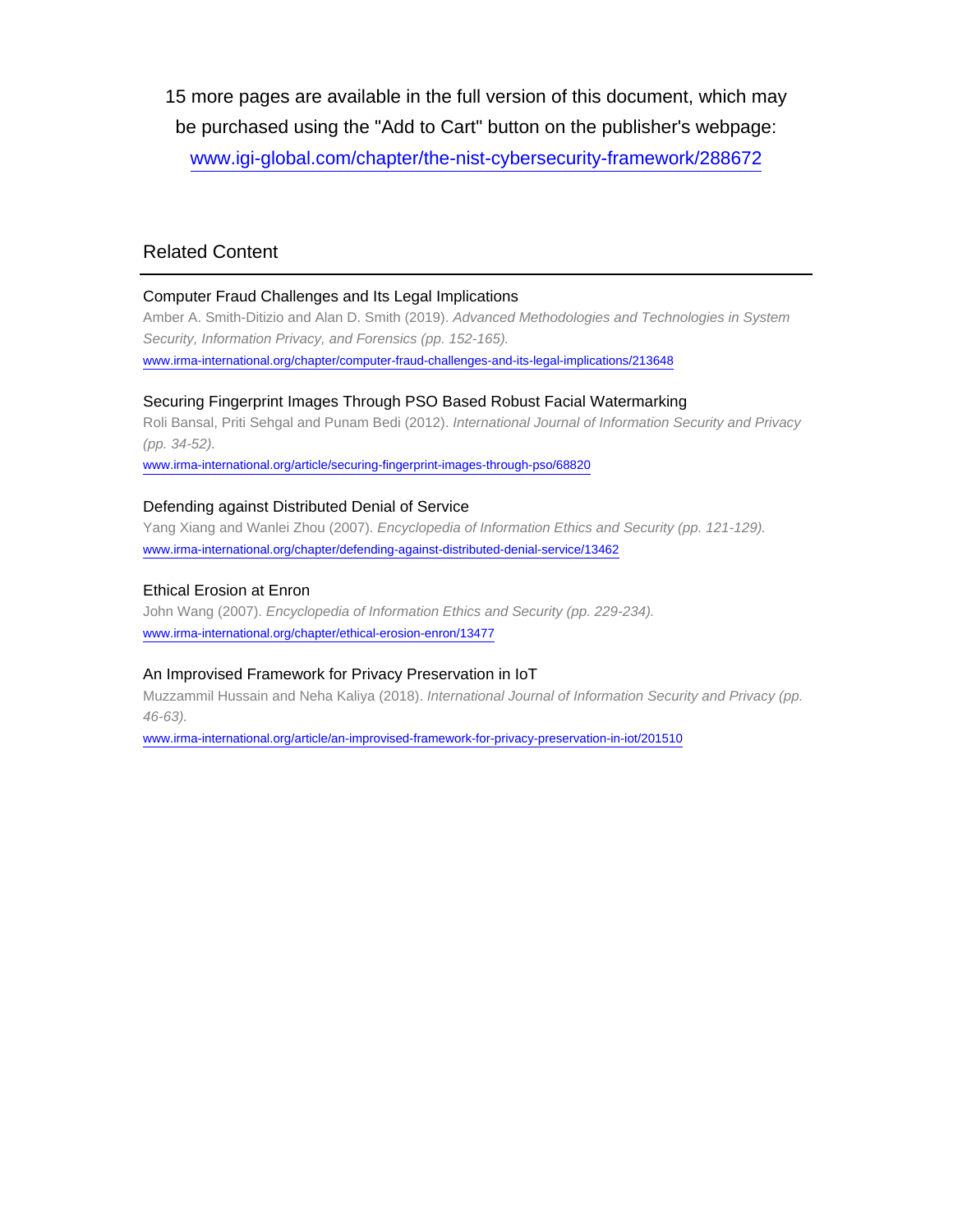15 more pages are available in the full version of this document, which may be purchased using the "Add to Cart" button on the publisher's webpage:
www.igi-global.com/chapter/the-nist-cybersecurity-framework/288672

## Related Content

**Computer Fraud Challenges and Its Legal Implications**
Amber A. Smith-Ditizio and Alan D. Smith (2019). *Advanced Methodologies and Technologies in System Security, Information Privacy, and Forensics (pp. 152-165).*
www.irma-international.org/chapter/computer-fraud-challenges-and-its-legal-implications/213648

**Securing Fingerprint Images Through PSO Based Robust Facial Watermarking**
Roli Bansal, Priti Sehgal and Punam Bedi (2012). *International Journal of Information Security and Privacy (pp. 34-52).*
www.irma-international.org/article/securing-fingerprint-images-through-pso/68820

**Defending against Distributed Denial of Service**
Yang Xiang and Wanlei Zhou (2007). *Encyclopedia of Information Ethics and Security (pp. 121-129).*
www.irma-international.org/chapter/defending-against-distributed-denial-service/13462

**Ethical Erosion at Enron**
John Wang (2007). *Encyclopedia of Information Ethics and Security (pp. 229-234).*
www.irma-international.org/chapter/ethical-erosion-enron/13477

**An Improvised Framework for Privacy Preservation in IoT**
Muzzammil Hussain and Neha Kaliya (2018). *International Journal of Information Security and Privacy (pp. 46-63).*
www.irma-international.org/article/an-improvised-framework-for-privacy-preservation-in-iot/201510